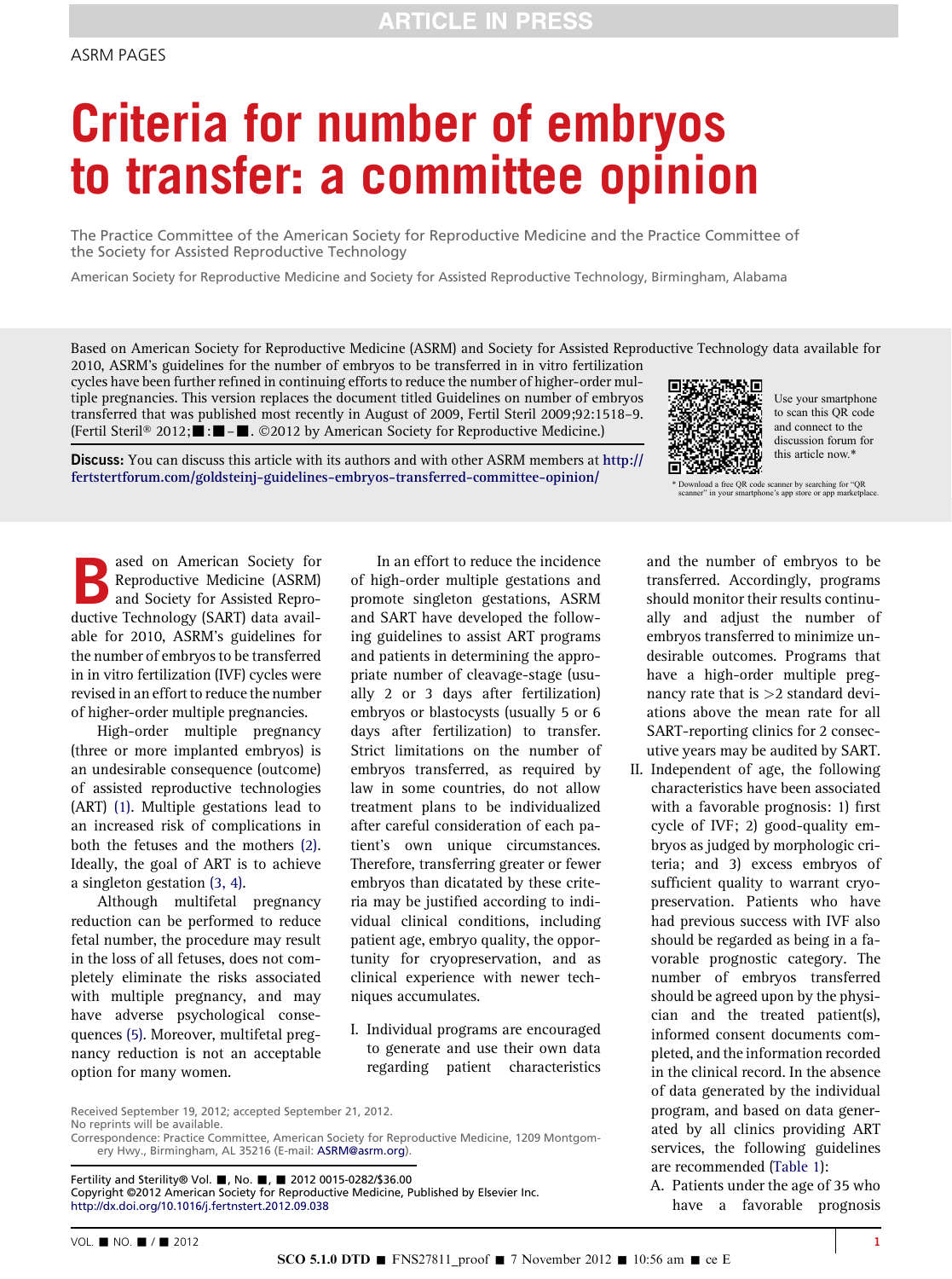ASRM PAGES

# Criteria for number of embryos to transfer: a committee opinion

The Practice Committee of the American Society for Reproductive Medicine and the Practice Committee of the Society for Assisted Reproductive Technology

American Society for Reproductive Medicine and Society for Assisted Reproductive Technology, Birmingham, Alabama

Based on American Society for Reproductive Medicine (ASRM) and Society for Assisted Reproductive Technology data available for 2010, ASRM's guidelines for the number of embryos to be transferred in in vitro fertilization cycles have been further refined in continuing efforts to reduce the number of higher-order multiple pregnancies. This version replaces the document titled Guidelines on number of embryos transferred that was published most recently in August of 2009, Fertil Steril 2009;92:1518–9. (Fertil Steril® 2012;■:■–■. ©2012 by American Society for Reproductive Medicine.)

**Discuss:** You can discuss this article with its authors and with other ASRM members at http://fertstertforum.com/goldsteinj-guidelines-embryos-transferred-committee-opinion/

Use your smartphone to scan this QR code and connect to the discussion forum for this article now.*

\* Download a free QR code scanner by searching for "QR scanner" in your smartphone's app store or app marketplace.

Based on American Society for Reproductive Medicine (ASRM) and Society for Assisted Reproductive Technology (SART) data available for 2010, ASRM's guidelines for the number of embryos to be transferred in in vitro fertilization (IVF) cycles were revised in an effort to reduce the number of higher-order multiple pregnancies.

High-order multiple pregnancy (three or more implanted embryos) is an undesirable consequence (outcome) of assisted reproductive technologies (ART) (1). Multiple gestations lead to an increased risk of complications in both the fetuses and the mothers (2). Ideally, the goal of ART is to achieve a singleton gestation (3, 4).

Although multifetal pregnancy reduction can be performed to reduce fetal number, the procedure may result in the loss of all fetuses, does not completely eliminate the risks associated with multiple pregnancy, and may have adverse psychological consequences (5). Moreover, multifetal pregnancy reduction is not an acceptable option for many women.

In an effort to reduce the incidence of high-order multiple gestations and promote singleton gestations, ASRM and SART have developed the following guidelines to assist ART programs and patients in determining the appropriate number of cleavage-stage (usually 2 or 3 days after fertilization) embryos or blastocysts (usually 5 or 6 days after fertilization) to transfer. Strict limitations on the number of embryos transferred, as required by law in some countries, do not allow treatment plans to be individualized after careful consideration of each patient's own unique circumstances. Therefore, transferring greater or fewer embryos than dicatated by these criteria may be justified according to individual clinical conditions, including patient age, embryo quality, the opportunity for cryopreservation, and as clinical experience with newer techniques accumulates.

I. Individual programs are encouraged to generate and use their own data regarding patient characteristics and the number of embryos to be transferred. Accordingly, programs should monitor their results continually and adjust the number of embryos transferred to minimize undesirable outcomes. Programs that have a high-order multiple pregnancy rate that is >2 standard deviations above the mean rate for all SART-reporting clinics for 2 consecutive years may be audited by SART.

II. Independent of age, the following characteristics have been associated with a favorable prognosis: 1) first cycle of IVF; 2) good-quality embryos as judged by morphologic criteria; and 3) excess embryos of sufficient quality to warrant cryopreservation. Patients who have had previous success with IVF also should be regarded as being in a favorable prognostic category. The number of embryos transferred should be agreed upon by the physician and the treated patient(s), informed consent documents completed, and the information recorded in the clinical record. In the absence of data generated by the individual program, and based on data generated by all clinics providing ART services, the following guidelines are recommended (Table 1):

   A. Patients under the age of 35 who have a favorable prognosis

Received September 19, 2012; accepted September 21, 2012.
No reprints will be available.
Correspondence: Practice Committee, American Society for Reproductive Medicine, 1209 Montgomery Hwy., Birmingham, AL 35216 (E-mail: ASRM@asrm.org).

Fertility and Sterility® Vol. ■, No. ■, ■ 2012 0015-0282/$36.00
Copyright ©2012 American Society for Reproductive Medicine, Published by Elsevier Inc.
http://dx.doi.org/10.1016/j.fertnstert.2012.09.038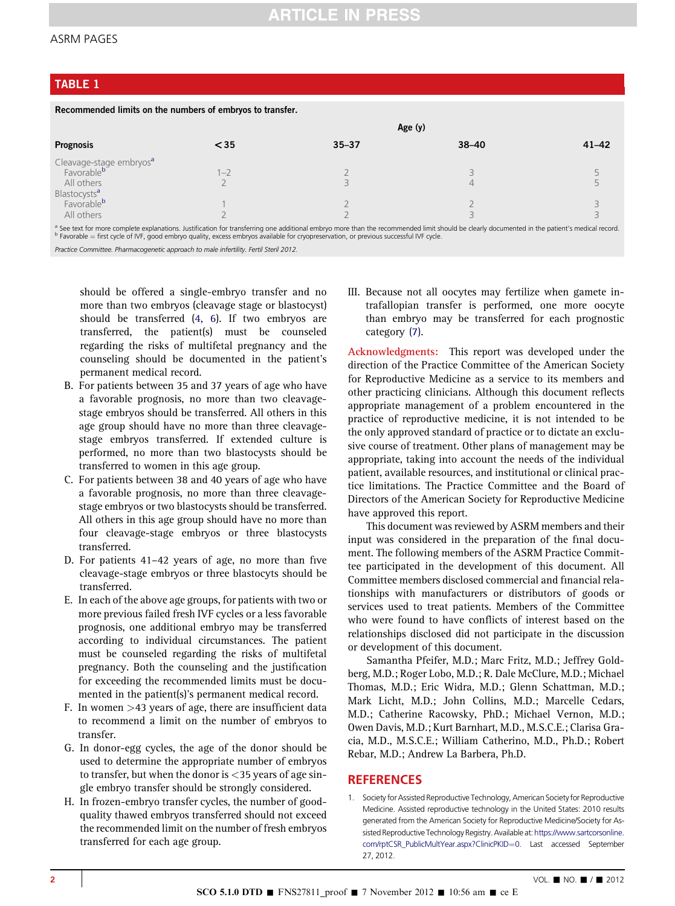## TABLE 1

**Recommended limits on the numbers of embryos to transfer.**

| | Age (y) | | | |
|---|---|---|---|---|
| **Prognosis** | **<35** | **35–37** | **38–40** | **41–42** |
| Cleavage-stage embryos[a] | | | | |
| Favorable[b] | 1–2 | 2 | 3 | 5 |
| All others | 2 | 3 | 4 | 5 |
| Blastocysts[a] | | | | |
| Favorable[b] | 1 | 2 | 2 | 3 |
| All others | 2 | 2 | 3 | 3 |

[a] See text for more complete explanations. Justification for transferring one additional embryo more than the recommended limit should be clearly documented in the patient's medical record.
[b] Favorable = first cycle of IVF, good embryo quality, excess embryos available for cryopreservation, or previous successful IVF cycle.

*Practice Committee. Pharmacogenetic approach to male infertility. Fertil Steril 2012.*

should be offered a single-embryo transfer and no more than two embryos (cleavage stage or blastocyst) should be transferred (4, 6). If two embryos are transferred, the patient(s) must be counseled regarding the risks of multifetal pregnancy and the counseling should be documented in the patient's permanent medical record.

B. For patients between 35 and 37 years of age who have a favorable prognosis, no more than two cleavage-stage embryos should be transferred. All others in this age group should have no more than three cleavage-stage embryos transferred. If extended culture is performed, no more than two blastocysts should be transferred to women in this age group.

C. For patients between 38 and 40 years of age who have a favorable prognosis, no more than three cleavage-stage embryos or two blastocysts should be transferred. All others in this age group should have no more than four cleavage-stage embryos or three blastocysts transferred.

D. For patients 41–42 years of age, no more than five cleavage-stage embryos or three blastocyts should be transferred.

E. In each of the above age groups, for patients with two or more previous failed fresh IVF cycles or a less favorable prognosis, one additional embryo may be transferred according to individual circumstances. The patient must be counseled regarding the risks of multifetal pregnancy. Both the counseling and the justification for exceeding the recommended limits must be documented in the patient(s)'s permanent medical record.

F. In women >43 years of age, there are insufficient data to recommend a limit on the number of embryos to transfer.

G. In donor-egg cycles, the age of the donor should be used to determine the appropriate number of embryos to transfer, but when the donor is <35 years of age single embryo transfer should be strongly considered.

H. In frozen-embryo transfer cycles, the number of good-quality thawed embryos transferred should not exceed the recommended limit on the number of fresh embryos transferred for each age group.

III. Because not all oocytes may fertilize when gamete intrafallopian transfer is performed, one more oocyte than embryo may be transferred for each prognostic category (7).

**Acknowledgments:** This report was developed under the direction of the Practice Committee of the American Society for Reproductive Medicine as a service to its members and other practicing clinicians. Although this document reflects appropriate management of a problem encountered in the practice of reproductive medicine, it is not intended to be the only approved standard of practice or to dictate an exclusive course of treatment. Other plans of management may be appropriate, taking into account the needs of the individual patient, available resources, and institutional or clinical practice limitations. The Practice Committee and the Board of Directors of the American Society for Reproductive Medicine have approved this report.

This document was reviewed by ASRM members and their input was considered in the preparation of the final document. The following members of the ASRM Practice Committee participated in the development of this document. All Committee members disclosed commercial and financial relationships with manufacturers or distributors of goods or services used to treat patients. Members of the Committee who were found to have conflicts of interest based on the relationships disclosed did not participate in the discussion or development of this document.

Samantha Pfeifer, M.D.; Marc Fritz, M.D.; Jeffrey Goldberg, M.D.; Roger Lobo, M.D.; R. Dale McClure, M.D.; Michael Thomas, M.D.; Eric Widra, M.D.; Glenn Schattman, M.D.; Mark Licht, M.D.; John Collins, M.D.; Marcelle Cedars, M.D.; Catherine Racowsky, PhD.; Michael Vernon, M.D.; Owen Davis, M.D.; Kurt Barnhart, M.D., M.S.C.E.; Clarisa Gracia, M.D., M.S.C.E.; William Catherino, M.D., Ph.D.; Robert Rebar, M.D.; Andrew La Barbera, Ph.D.

## REFERENCES

1. Society for Assisted Reproductive Technology, American Society for Reproductive Medicine. Assisted reproductive technology in the United States: 2010 results generated from the American Society for Reproductive Medicine/Society for Assisted Reproductive Technology Registry. Available at: https://www.sartcorsonline.com/rptCSR_PublicMultYear.aspx?ClinicPKID=0. Last accessed September 27, 2012.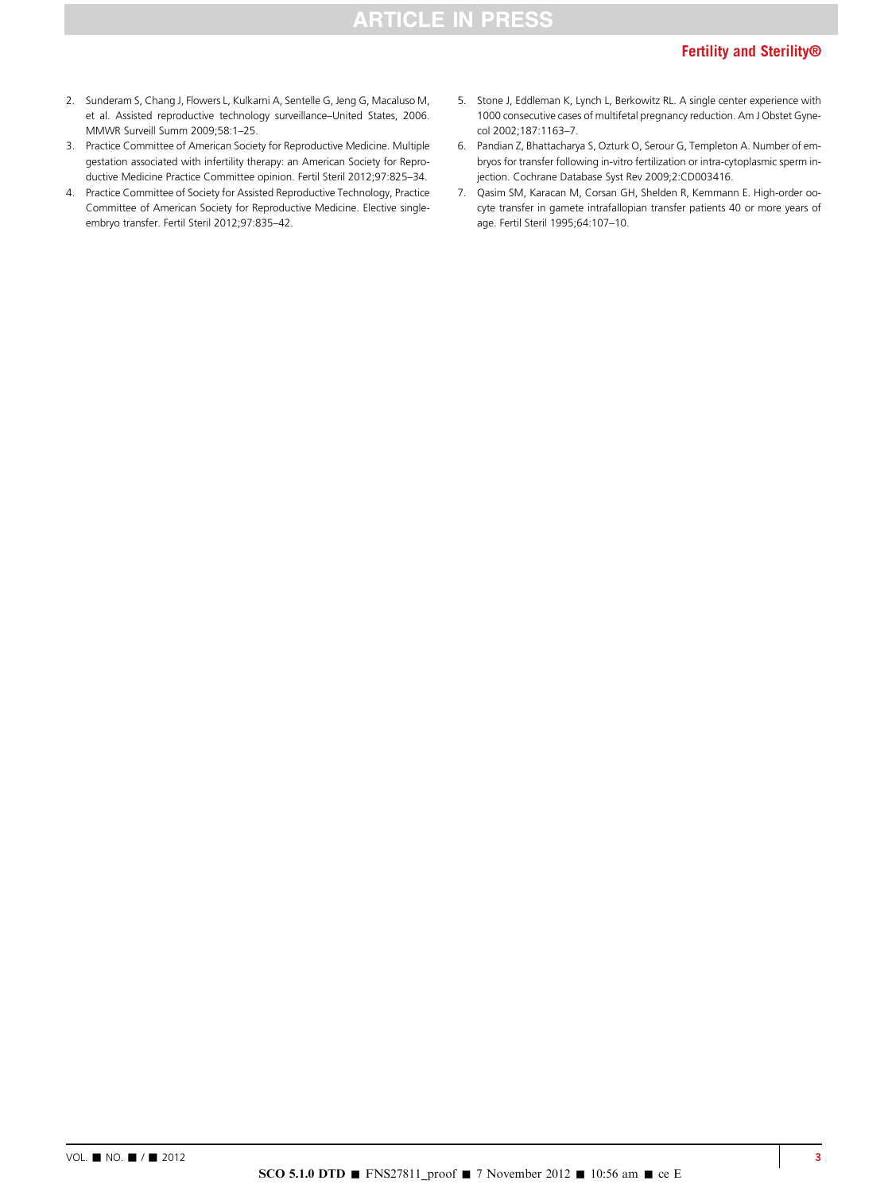2. Sunderam S, Chang J, Flowers L, Kulkarni A, Sentelle G, Jeng G, Macaluso M, et al. Assisted reproductive technology surveillance–United States, 2006. MMWR Surveill Summ 2009;58:1–25.
3. Practice Committee of American Society for Reproductive Medicine. Multiple gestation associated with infertility therapy: an American Society for Reproductive Medicine Practice Committee opinion. Fertil Steril 2012;97:825–34.
4. Practice Committee of Society for Assisted Reproductive Technology, Practice Committee of American Society for Reproductive Medicine. Elective single-embryo transfer. Fertil Steril 2012;97:835–42.
5. Stone J, Eddleman K, Lynch L, Berkowitz RL. A single center experience with 1000 consecutive cases of multifetal pregnancy reduction. Am J Obstet Gynecol 2002;187:1163–7.
6. Pandian Z, Bhattacharya S, Ozturk O, Serour G, Templeton A. Number of embryos for transfer following in-vitro fertilization or intra-cytoplasmic sperm injection. Cochrane Database Syst Rev 2009;2:CD003416.
7. Qasim SM, Karacan M, Corsan GH, Shelden R, Kemmann E. High-order oocyte transfer in gamete intrafallopian transfer patients 40 or more years of age. Fertil Steril 1995;64:107–10.